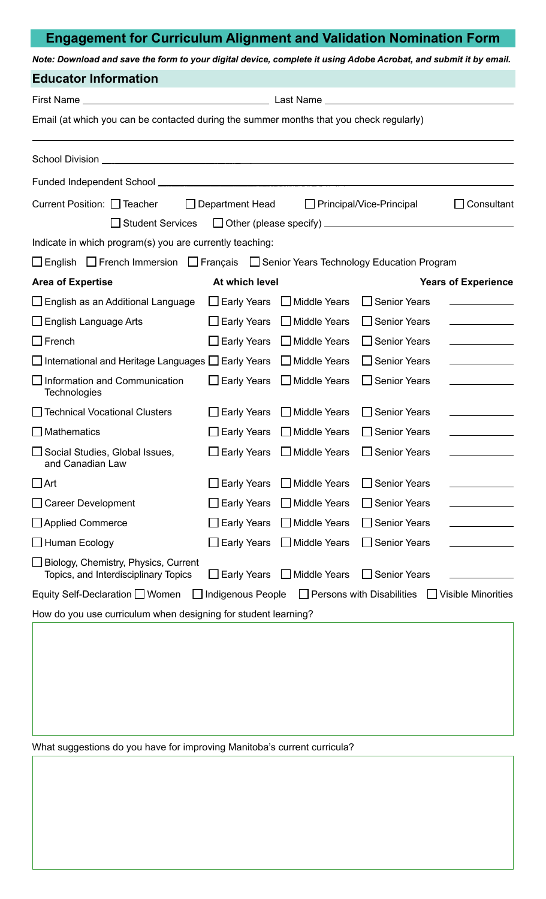# Engagement for Curriculum Alignment and Validation Nomination Form

***Note: Download and save the form to your digital device, complete it using Adobe Acrobat, and submit it by email.***

## Educator Information

First Name ______________________ Last Name ______________________

Email (at which you can be contacted during the summer months that you check regularly)

______________________________________________

School Division ______________________________________________

Funded Independent School ______________________________________________

Current Position: ☐ Teacher ☐ Department Head ☐ Principal/Vice-Principal ☐ Consultant ☐ Student Services ☐ Other (please specify) ______________________

Indicate in which program(s) you are currently teaching:

☐ English ☐ French Immersion ☐ Français ☐ Senior Years Technology Education Program

| Area of Expertise | At which level | | | Years of Experience |
|---|---|---|---|---|
| ☐ English as an Additional Language | ☐ Early Years | ☐ Middle Years | ☐ Senior Years | ________ |
| ☐ English Language Arts | ☐ Early Years | ☐ Middle Years | ☐ Senior Years | ________ |
| ☐ French | ☐ Early Years | ☐ Middle Years | ☐ Senior Years | ________ |
| ☐ International and Heritage Languages | ☐ Early Years | ☐ Middle Years | ☐ Senior Years | ________ |
| ☐ Information and Communication Technologies | ☐ Early Years | ☐ Middle Years | ☐ Senior Years | ________ |
| ☐ Technical Vocational Clusters | ☐ Early Years | ☐ Middle Years | ☐ Senior Years | ________ |
| ☐ Mathematics | ☐ Early Years | ☐ Middle Years | ☐ Senior Years | ________ |
| ☐ Social Studies, Global Issues, and Canadian Law | ☐ Early Years | ☐ Middle Years | ☐ Senior Years | ________ |
| ☐ Art | ☐ Early Years | ☐ Middle Years | ☐ Senior Years | ________ |
| ☐ Career Development | ☐ Early Years | ☐ Middle Years | ☐ Senior Years | ________ |
| ☐ Applied Commerce | ☐ Early Years | ☐ Middle Years | ☐ Senior Years | ________ |
| ☐ Human Ecology | ☐ Early Years | ☐ Middle Years | ☐ Senior Years | ________ |
| ☐ Biology, Chemistry, Physics, Current Topics, and Interdisciplinary Topics | ☐ Early Years | ☐ Middle Years | ☐ Senior Years | ________ |

Equity Self-Declaration ☐ Women ☐ Indigenous People ☐ Persons with Disabilities ☐ Visible Minorities

How do you use curriculum when designing for student learning?

What suggestions do you have for improving Manitoba's current curricula?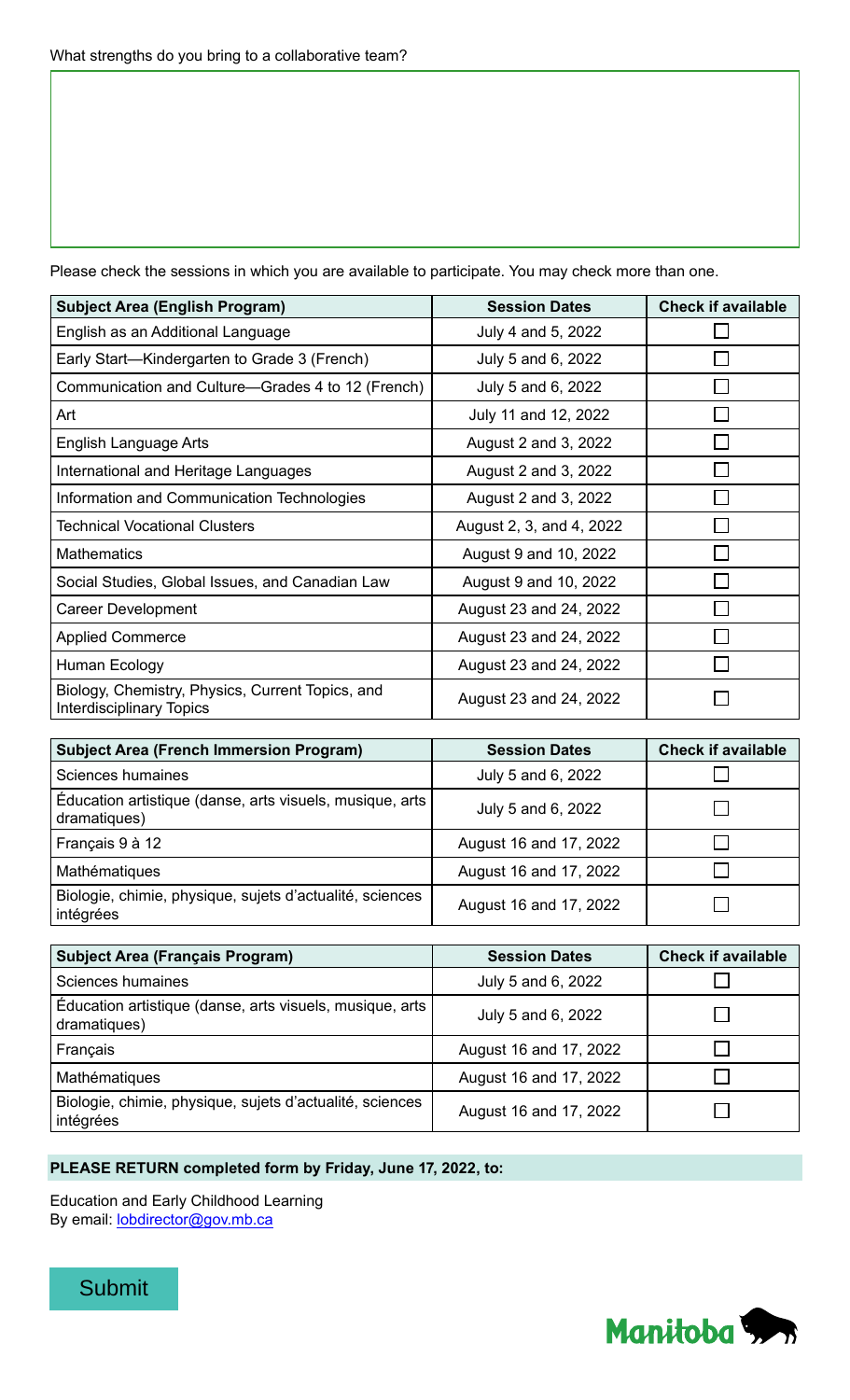What strengths do you bring to a collaborative team?

Please check the sessions in which you are available to participate. You may check more than one.

| Subject Area (English Program) | Session Dates | Check if available |
| --- | --- | --- |
| English as an Additional Language | July 4 and 5, 2022 | ☐ |
| Early Start—Kindergarten to Grade 3 (French) | July 5 and 6, 2022 | ☐ |
| Communication and Culture—Grades 4 to 12 (French) | July 5 and 6, 2022 | ☐ |
| Art | July 11 and 12, 2022 | ☐ |
| English Language Arts | August 2 and 3, 2022 | ☐ |
| International and Heritage Languages | August 2 and 3, 2022 | ☐ |
| Information and Communication Technologies | August 2 and 3, 2022 | ☐ |
| Technical Vocational Clusters | August 2, 3, and 4, 2022 | ☐ |
| Mathematics | August 9 and 10, 2022 | ☐ |
| Social Studies, Global Issues, and Canadian Law | August 9 and 10, 2022 | ☐ |
| Career Development | August 23 and 24, 2022 | ☐ |
| Applied Commerce | August 23 and 24, 2022 | ☐ |
| Human Ecology | August 23 and 24, 2022 | ☐ |
| Biology, Chemistry, Physics, Current Topics, and Interdisciplinary Topics | August 23 and 24, 2022 | ☐ |

| Subject Area (French Immersion Program) | Session Dates | Check if available |
| --- | --- | --- |
| Sciences humaines | July 5 and 6, 2022 | ☐ |
| Éducation artistique (danse, arts visuels, musique, arts dramatiques) | July 5 and 6, 2022 | ☐ |
| Français 9 à 12 | August 16 and 17, 2022 | ☐ |
| Mathématiques | August 16 and 17, 2022 | ☐ |
| Biologie, chimie, physique, sujets d'actualité, sciences intégrées | August 16 and 17, 2022 | ☐ |

| Subject Area (Français Program) | Session Dates | Check if available |
| --- | --- | --- |
| Sciences humaines | July 5 and 6, 2022 | ☐ |
| Éducation artistique (danse, arts visuels, musique, arts dramatiques) | July 5 and 6, 2022 | ☐ |
| Français | August 16 and 17, 2022 | ☐ |
| Mathématiques | August 16 and 17, 2022 | ☐ |
| Biologie, chimie, physique, sujets d'actualité, sciences intégrées | August 16 and 17, 2022 | ☐ |

**PLEASE RETURN completed form by Friday, June 17, 2022, to:**

Education and Early Childhood Learning
By email: lobdirector@gov.mb.ca

Submit

Manitoba